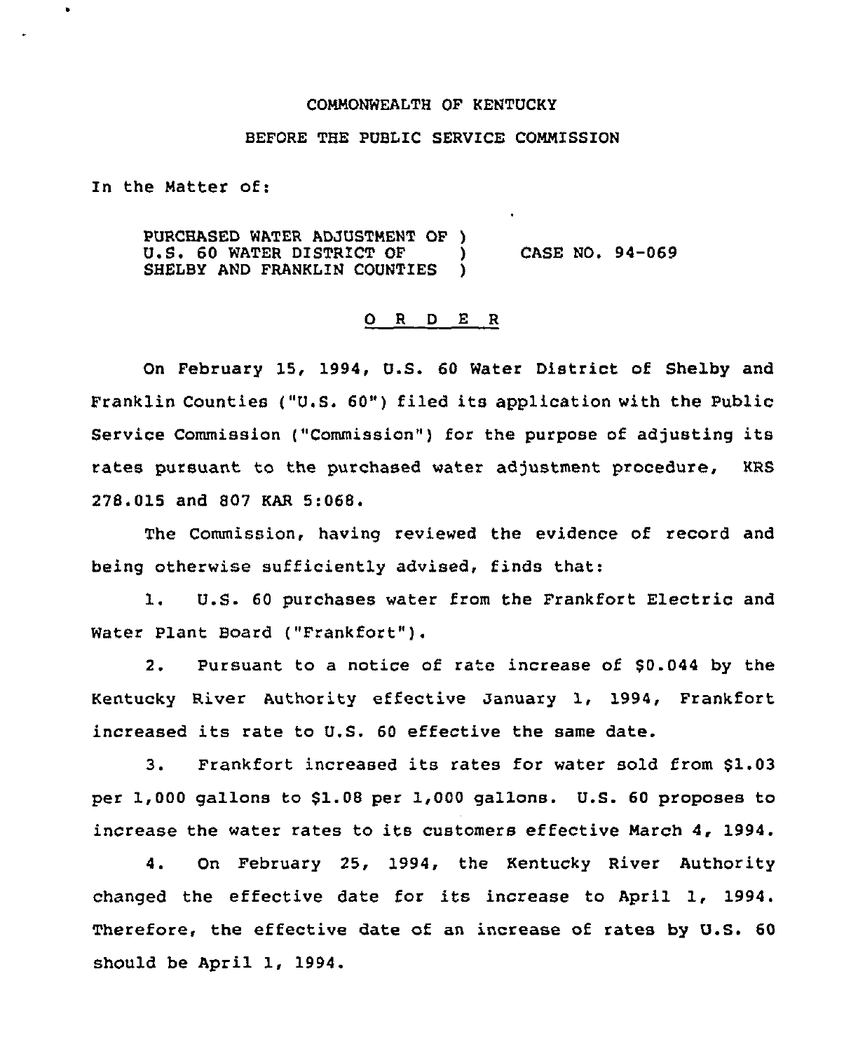COMMONWEALTH OF KENTUCKY

BEFORE THE PUBLIC SERVICE COMMISSION

In the Matter of:

PURCHASED WATER ADJUSTMENT OF )
U.S. 60 WATER DISTRICT OF )
SHELBY AND FRANKLIN COUNTIES ) CASE NO. 94-069

## O R D E R

On February 15, 1994, U.S. 60 Water District of Shelby and Franklin Counties ("U.S. 60") filed its application with the Public Service Commission ("Commission") for the purpose of adjusting its rates pursuant to the purchased water adjustment procedure, KRS 278.015 and 807 KAR 5:068.

The Commission, having reviewed the evidence of record and being otherwise sufficiently advised, finds that:

1. U.S. 60 purchases water from the Frankfort Electric and Water Plant Board ("Frankfort").

2. Pursuant to a notice of rate increase of $0.044 by the Kentucky River Authority effective January 1, 1994, Frankfort increased its rate to U.S. 60 effective the same date.

3. Frankfort increased its rates for water sold from $1.03 per 1,000 gallons to $1.08 per 1,000 gallons. U.S. 60 proposes to increase the water rates to its customers effective March 4, 1994.

4. On February 25, 1994, the Kentucky River Authority changed the effective date for its increase to April 1, 1994. Therefore, the effective date of an increase of rates by U.S. 60 should be April 1, 1994.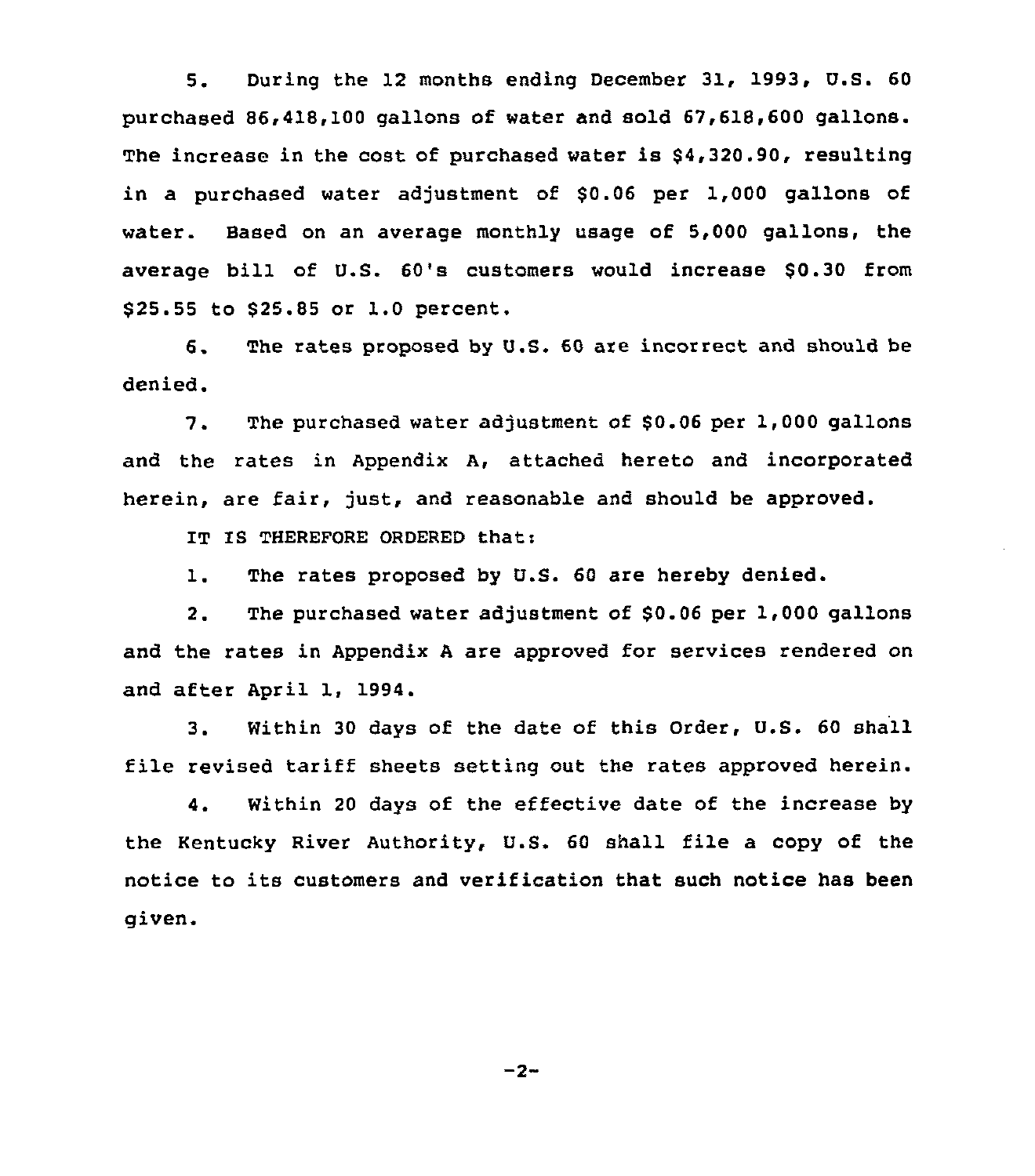5. During the 12 months ending December 31, 1993, U.S. 60 purchased 86,418,100 gallons of water and sold 67,618,600 gallons. The increase in the cost of purchased water is $4,320.90, resulting in a purchased water adjustment of $0.06 per 1,000 gallons of water. Based on an average monthly usage of 5,000 gallons, the average bill of U.S. 60's customers would increase $0.30 from $25.55 to $25.85 or 1.0 percent.

6. The rates proposed by U.S. 60 are incorrect and should be denied.

7. The purchased water adjustment of $0.06 per 1,000 gallons and the rates in Appendix A, attached hereto and incorporated herein, are fair, just, and reasonable and should be approved.

IT IS THEREFORE ORDERED that:

1. The rates proposed by U.S. 60 are hereby denied.

2. The purchased water adjustment of $0.06 per 1,000 gallons and the rates in Appendix A are approved for services rendered on and after April 1, 1994.

3. Within 30 days of the date of this Order, U.S. 60 shall file revised tariff sheets setting out the rates approved herein.

4. Within 20 days of the effective date of the increase by the Kentucky River Authority, U.S. 60 shall file a copy of the notice to its customers and verification that such notice has been given.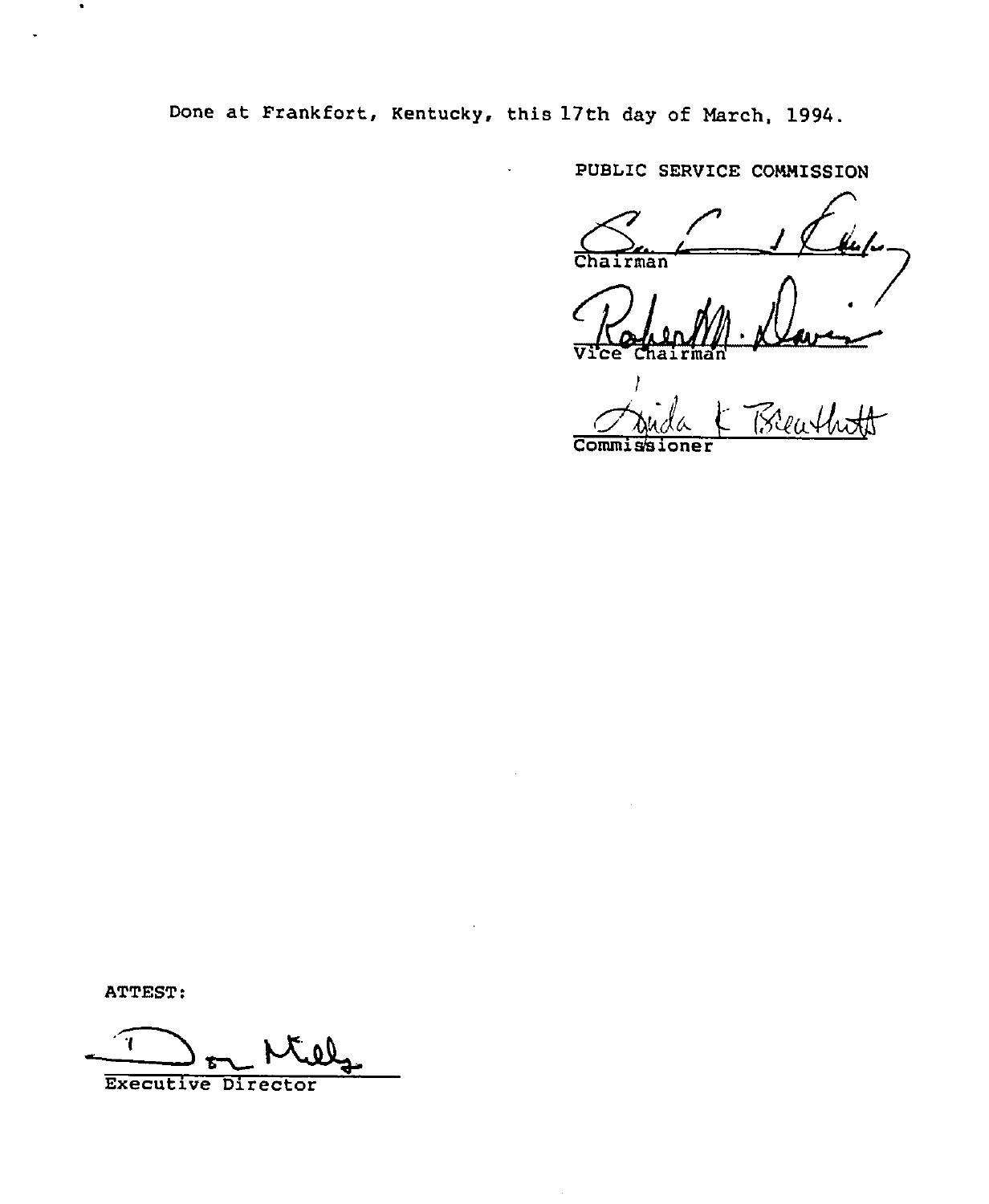Done at Frankfort, Kentucky, this 17th day of March, 1994.

PUBLIC SERVICE COMMISSION

Chairman

Vice Chairman

Commissioner

ATTEST:

Executive Director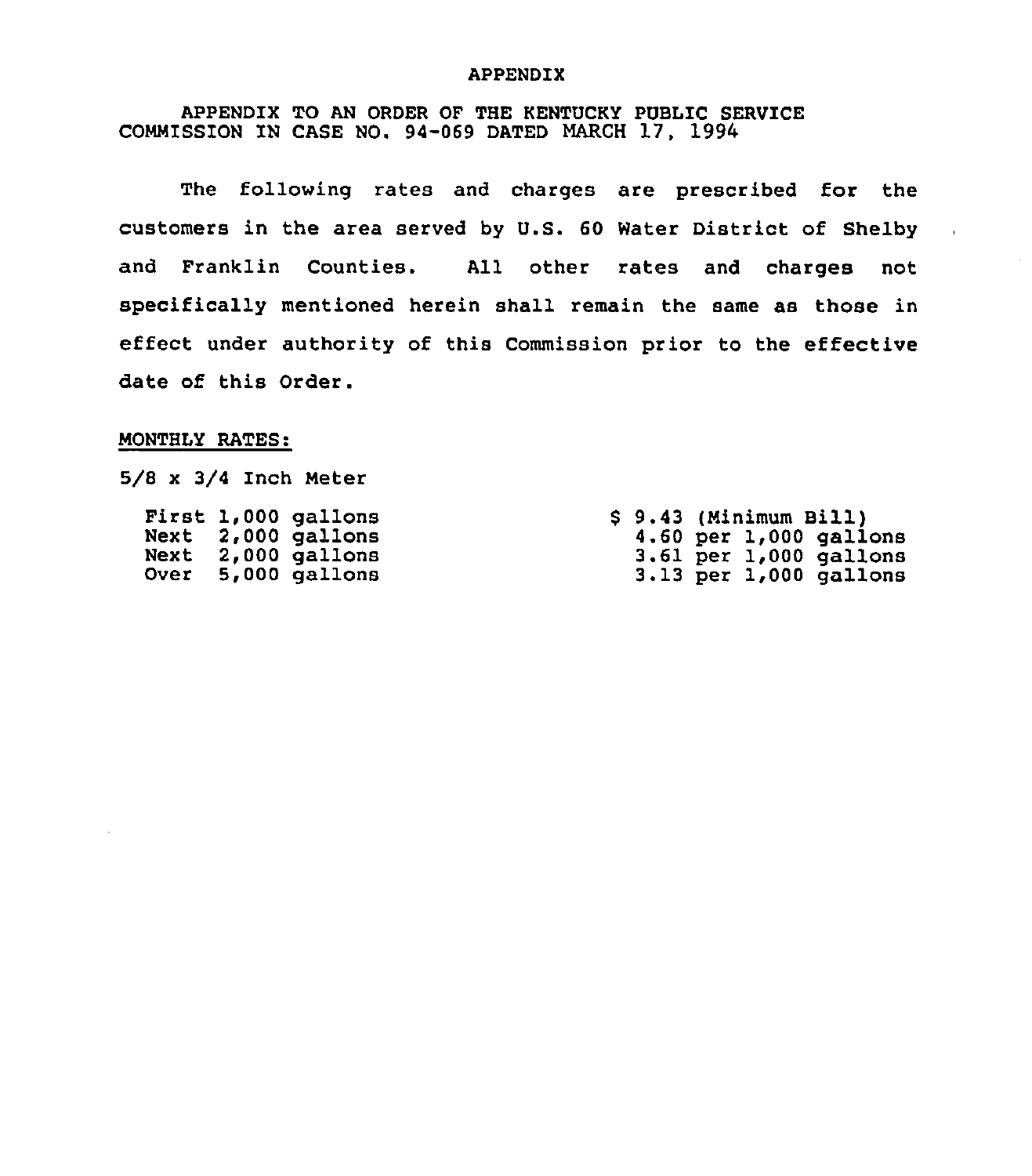# APPENDIX

APPENDIX TO AN ORDER OF THE KENTUCKY PUBLIC SERVICE COMMISSION IN CASE NO. 94-069 DATED MARCH 17, 1994

The following rates and charges are prescribed for the customers in the area served by U.S. 60 Water District of Shelby and Franklin Counties. All other rates and charges not specifically mentioned herein shall remain the same as those in effect under authority of this Commission prior to the effective date of this Order.

MONTHLY RATES:

5/8 x 3/4 Inch Meter

| | |
|---|---|
| First 1,000 gallons | $ 9.43 (Minimum Bill) |
| Next 2,000 gallons | 4.60 per 1,000 gallons |
| Next 2,000 gallons | 3.61 per 1,000 gallons |
| Over 5,000 gallons | 3.13 per 1,000 gallons |